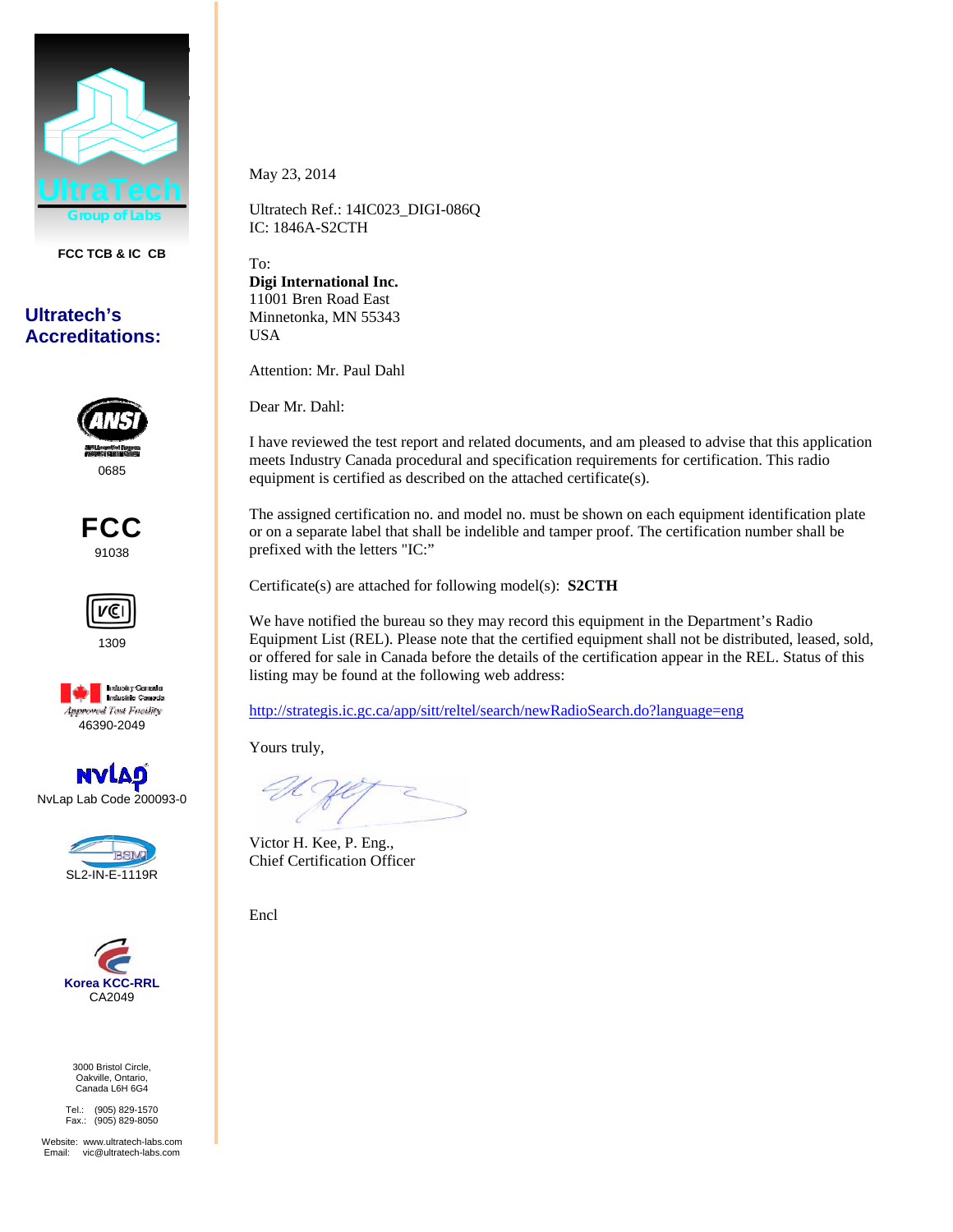UltraTech
Group of Labs

FCC TCB & IC CB

**Ultratech's Accreditations:**

ANSI
0685

FCC
91038

VCCI
1309

Industry Canada / Industrie Canada
Approved Test Facility
46390-2049

NVLAP
NvLap Lab Code 200093-0

BSMI
SL2-IN-E-1119R

Korea KCC-RRL
CA2049

3000 Bristol Circle,
Oakville, Ontario,
Canada L6H 6G4

Tel.: (905) 829-1570
Fax.: (905) 829-8050

Website: www.ultratech-labs.com
Email: vic@ultratech-labs.com

---

May 23, 2014

Ultratech Ref.: 14IC023_DIGI-086Q
IC: 1846A-S2CTH

To:
**Digi International Inc.**
11001 Bren Road East
Minnetonka, MN 55343
USA

Attention: Mr. Paul Dahl

Dear Mr. Dahl:

I have reviewed the test report and related documents, and am pleased to advise that this application meets Industry Canada procedural and specification requirements for certification. This radio equipment is certified as described on the attached certificate(s).

The assigned certification no. and model no. must be shown on each equipment identification plate or on a separate label that shall be indelible and tamper proof. The certification number shall be prefixed with the letters "IC:"

Certificate(s) are attached for following model(s): **S2CTH**

We have notified the bureau so they may record this equipment in the Department's Radio Equipment List (REL). Please note that the certified equipment shall not be distributed, leased, sold, or offered for sale in Canada before the details of the certification appear in the REL. Status of this listing may be found at the following web address:

http://strategis.ic.gc.ca/app/sitt/reltel/search/newRadioSearch.do?language=eng

Yours truly,

Victor H. Kee, P. Eng.,
Chief Certification Officer

Encl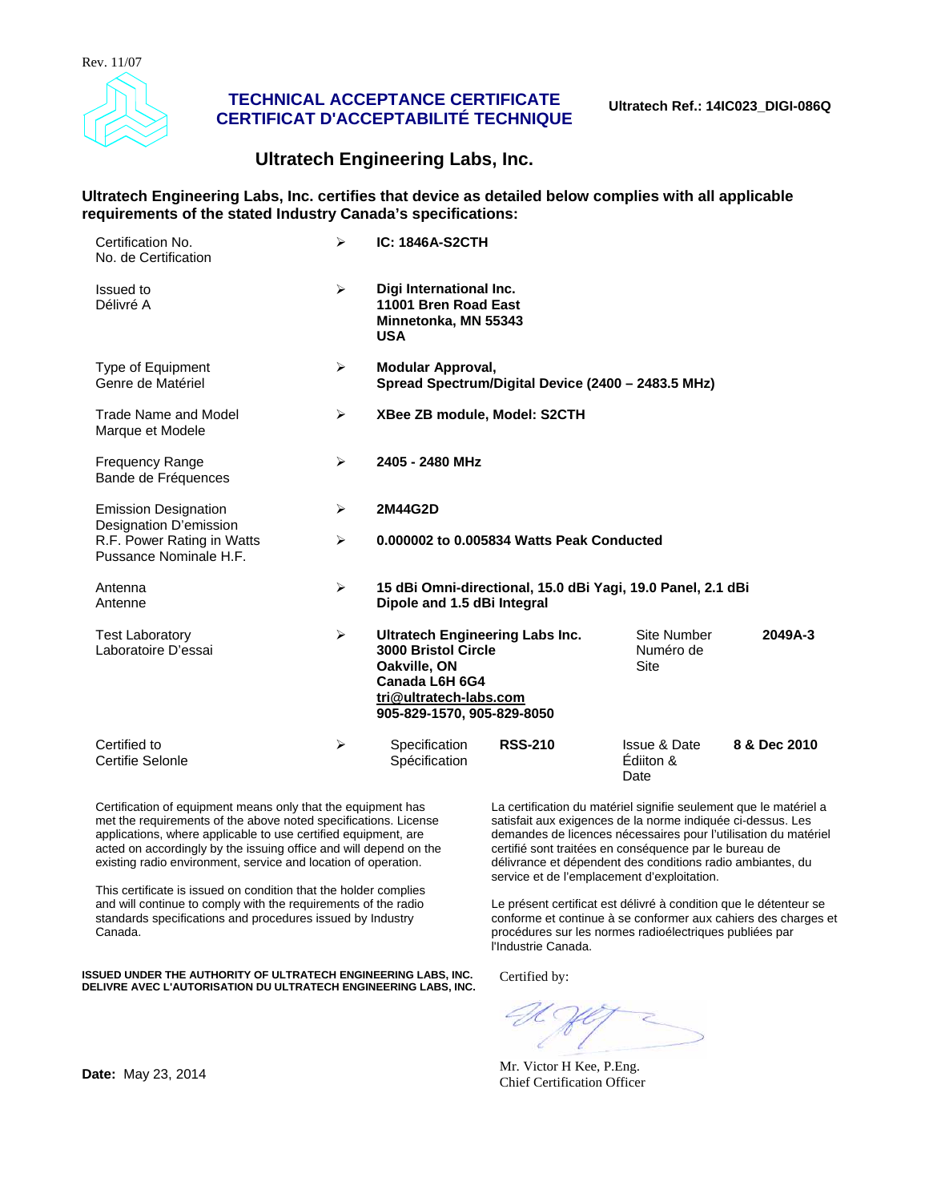Rev. 11/07

# TECHNICAL ACCEPTANCE CERTIFICATE
# CERTIFICAT D'ACCEPTABILITÉ TECHNIQUE

**Ultratech Ref.: 14IC023_DIGI-086Q**

## Ultratech Engineering Labs, Inc.

**Ultratech Engineering Labs, Inc. certifies that device as detailed below complies with all applicable requirements of the stated Industry Canada's specifications:**

| | | |
|---|---|---|
| Certification No.<br>No. de Certification | ➢ | **IC: 1846A-S2CTH** |
| Issued to<br>Délivré A | ➢ | **Digi International Inc.<br>11001 Bren Road East<br>Minnetonka, MN 55343<br>USA** |
| Type of Equipment<br>Genre de Matériel | ➢ | **Modular Approval,<br>Spread Spectrum/Digital Device (2400 – 2483.5 MHz)** |
| Trade Name and Model<br>Marque et Modele | ➢ | **XBee ZB module, Model: S2CTH** |
| Frequency Range<br>Bande de Fréquences | ➢ | **2405 - 2480 MHz** |
| Emission Designation<br>Designation D'emission | ➢ | **2M44G2D** |
| R.F. Power Rating in Watts<br>Pussance Nominale H.F. | ➢ | **0.000002 to 0.005834 Watts Peak Conducted** |
| Antenna<br>Antenne | ➢ | **15 dBi Omni-directional, 15.0 dBi Yagi, 19.0 Panel, 2.1 dBi Dipole and 1.5 dBi Integral** |
| Test Laboratory<br>Laboratoire D'essai | ➢ | **Ultratech Engineering Labs Inc.<br>3000 Bristol Circle<br>Oakville, ON<br>Canada L6H 6G4<br>tri@ultratech-labs.com<br>905-829-1570, 905-829-8050**<br>Site Number / Numéro de Site: **2049A-3** |
| Certified to<br>Certifie Selonle | ➢ | Specification / Spécification: **RSS-210**<br>Issue & Date / Édiiton & Date: **8 & Dec 2010** |

Certification of equipment means only that the equipment has met the requirements of the above noted specifications. License applications, where applicable to use certified equipment, are acted on accordingly by the issuing office and will depend on the existing radio environment, service and location of operation.

This certificate is issued on condition that the holder complies and will continue to comply with the requirements of the radio standards specifications and procedures issued by Industry Canada.

La certification du matériel signifie seulement que le matériel a satisfait aux exigences de la norme indiquée ci-dessus. Les demandes de licences nécessaires pour l'utilisation du matériel certifié sont traitées en conséquence par le bureau de délivrance et dépendent des conditions radio ambiantes, du service et de l'emplacement d'exploitation.

Le présent certificat est délivré à condition que le détenteur se conforme et continue à se conformer aux cahiers des charges et procédures sur les normes radioélectriques publiées par l'Industrie Canada.

**ISSUED UNDER THE AUTHORITY OF ULTRATECH ENGINEERING LABS, INC.**
**DELIVRE AVEC L'AUTORISATION DU ULTRATECH ENGINEERING LABS, INC.**

Certified by:

Mr. Victor H Kee, P.Eng.
Chief Certification Officer

**Date:** May 23, 2014